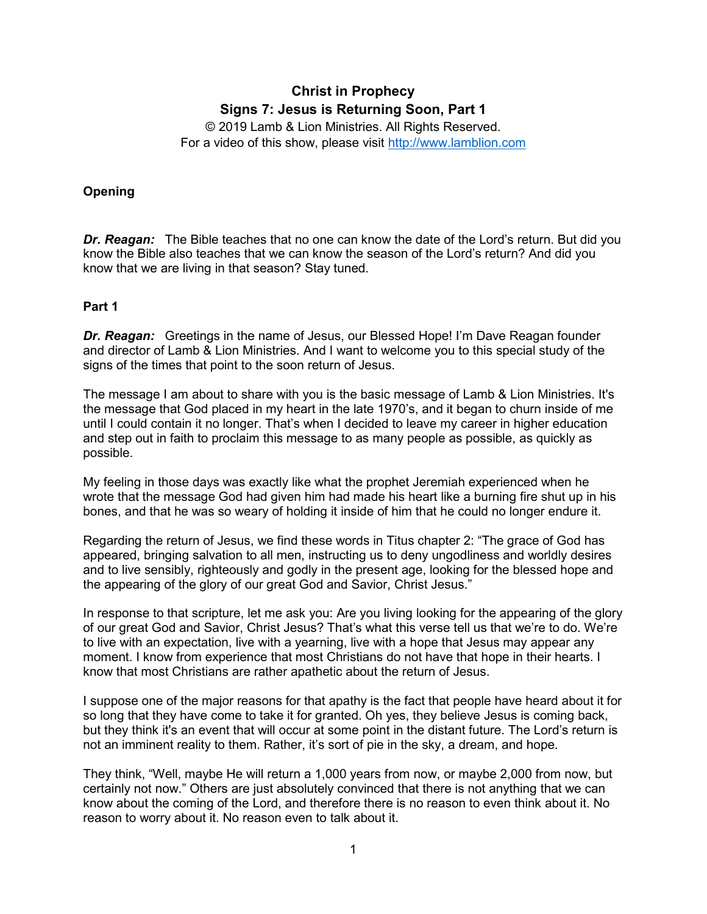**Christ in Prophecy**
**Signs 7: Jesus is Returning Soon, Part 1**

© 2019 Lamb & Lion Ministries. All Rights Reserved.
For a video of this show, please visit http://www.lamblion.com

### Opening

***Dr. Reagan:*** The Bible teaches that no one can know the date of the Lord's return. But did you know the Bible also teaches that we can know the season of the Lord's return? And did you know that we are living in that season? Stay tuned.

### Part 1

***Dr. Reagan:*** Greetings in the name of Jesus, our Blessed Hope! I'm Dave Reagan founder and director of Lamb & Lion Ministries. And I want to welcome you to this special study of the signs of the times that point to the soon return of Jesus.

The message I am about to share with you is the basic message of Lamb & Lion Ministries. It's the message that God placed in my heart in the late 1970's, and it began to churn inside of me until I could contain it no longer. That's when I decided to leave my career in higher education and step out in faith to proclaim this message to as many people as possible, as quickly as possible.

My feeling in those days was exactly like what the prophet Jeremiah experienced when he wrote that the message God had given him had made his heart like a burning fire shut up in his bones, and that he was so weary of holding it inside of him that he could no longer endure it.

Regarding the return of Jesus, we find these words in Titus chapter 2: "The grace of God has appeared, bringing salvation to all men, instructing us to deny ungodliness and worldly desires and to live sensibly, righteously and godly in the present age, looking for the blessed hope and the appearing of the glory of our great God and Savior, Christ Jesus."

In response to that scripture, let me ask you: Are you living looking for the appearing of the glory of our great God and Savior, Christ Jesus? That's what this verse tell us that we're to do. We're to live with an expectation, live with a yearning, live with a hope that Jesus may appear any moment. I know from experience that most Christians do not have that hope in their hearts. I know that most Christians are rather apathetic about the return of Jesus.

I suppose one of the major reasons for that apathy is the fact that people have heard about it for so long that they have come to take it for granted. Oh yes, they believe Jesus is coming back, but they think it's an event that will occur at some point in the distant future. The Lord's return is not an imminent reality to them. Rather, it's sort of pie in the sky, a dream, and hope.

They think, "Well, maybe He will return a 1,000 years from now, or maybe 2,000 from now, but certainly not now." Others are just absolutely convinced that there is not anything that we can know about the coming of the Lord, and therefore there is no reason to even think about it. No reason to worry about it. No reason even to talk about it.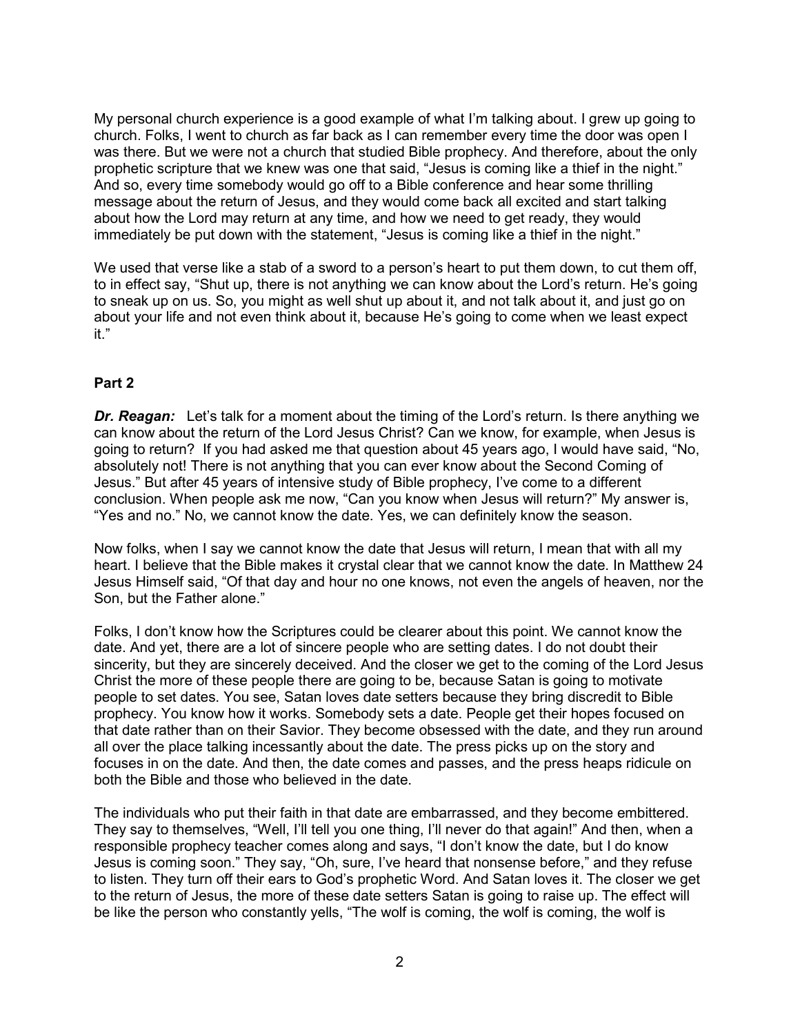My personal church experience is a good example of what I'm talking about. I grew up going to church. Folks, I went to church as far back as I can remember every time the door was open I was there. But we were not a church that studied Bible prophecy. And therefore, about the only prophetic scripture that we knew was one that said, "Jesus is coming like a thief in the night." And so, every time somebody would go off to a Bible conference and hear some thrilling message about the return of Jesus, and they would come back all excited and start talking about how the Lord may return at any time, and how we need to get ready, they would immediately be put down with the statement, "Jesus is coming like a thief in the night."

We used that verse like a stab of a sword to a person's heart to put them down, to cut them off, to in effect say, "Shut up, there is not anything we can know about the Lord's return. He's going to sneak up on us. So, you might as well shut up about it, and not talk about it, and just go on about your life and not even think about it, because He's going to come when we least expect it."

**Part 2**

***Dr. Reagan:*** Let's talk for a moment about the timing of the Lord's return. Is there anything we can know about the return of the Lord Jesus Christ? Can we know, for example, when Jesus is going to return? If you had asked me that question about 45 years ago, I would have said, "No, absolutely not! There is not anything that you can ever know about the Second Coming of Jesus." But after 45 years of intensive study of Bible prophecy, I've come to a different conclusion. When people ask me now, "Can you know when Jesus will return?" My answer is, "Yes and no." No, we cannot know the date. Yes, we can definitely know the season.

Now folks, when I say we cannot know the date that Jesus will return, I mean that with all my heart. I believe that the Bible makes it crystal clear that we cannot know the date. In Matthew 24 Jesus Himself said, "Of that day and hour no one knows, not even the angels of heaven, nor the Son, but the Father alone."

Folks, I don't know how the Scriptures could be clearer about this point. We cannot know the date. And yet, there are a lot of sincere people who are setting dates. I do not doubt their sincerity, but they are sincerely deceived. And the closer we get to the coming of the Lord Jesus Christ the more of these people there are going to be, because Satan is going to motivate people to set dates. You see, Satan loves date setters because they bring discredit to Bible prophecy. You know how it works. Somebody sets a date. People get their hopes focused on that date rather than on their Savior. They become obsessed with the date, and they run around all over the place talking incessantly about the date. The press picks up on the story and focuses in on the date. And then, the date comes and passes, and the press heaps ridicule on both the Bible and those who believed in the date.

The individuals who put their faith in that date are embarrassed, and they become embittered. They say to themselves, "Well, I'll tell you one thing, I'll never do that again!" And then, when a responsible prophecy teacher comes along and says, "I don't know the date, but I do know Jesus is coming soon." They say, "Oh, sure, I've heard that nonsense before," and they refuse to listen. They turn off their ears to God's prophetic Word. And Satan loves it. The closer we get to the return of Jesus, the more of these date setters Satan is going to raise up. The effect will be like the person who constantly yells, "The wolf is coming, the wolf is coming, the wolf is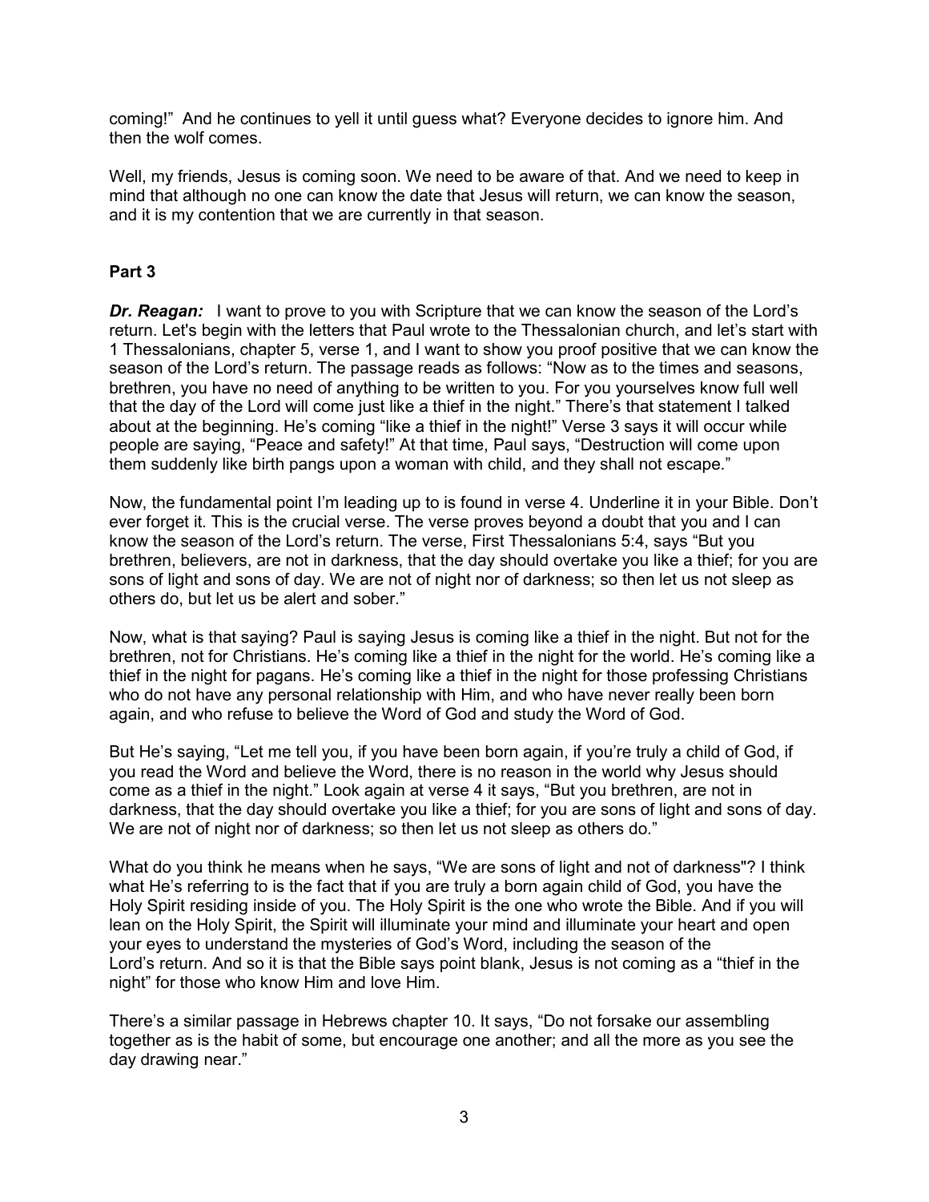coming!" And he continues to yell it until guess what? Everyone decides to ignore him. And then the wolf comes.

Well, my friends, Jesus is coming soon. We need to be aware of that. And we need to keep in mind that although no one can know the date that Jesus will return, we can know the season, and it is my contention that we are currently in that season.

**Part 3**

***Dr. Reagan:*** I want to prove to you with Scripture that we can know the season of the Lord's return. Let's begin with the letters that Paul wrote to the Thessalonian church, and let's start with 1 Thessalonians, chapter 5, verse 1, and I want to show you proof positive that we can know the season of the Lord's return. The passage reads as follows: "Now as to the times and seasons, brethren, you have no need of anything to be written to you. For you yourselves know full well that the day of the Lord will come just like a thief in the night." There's that statement I talked about at the beginning. He's coming "like a thief in the night!" Verse 3 says it will occur while people are saying, "Peace and safety!" At that time, Paul says, "Destruction will come upon them suddenly like birth pangs upon a woman with child, and they shall not escape."

Now, the fundamental point I'm leading up to is found in verse 4. Underline it in your Bible. Don't ever forget it. This is the crucial verse. The verse proves beyond a doubt that you and I can know the season of the Lord's return. The verse, First Thessalonians 5:4, says "But you brethren, believers, are not in darkness, that the day should overtake you like a thief; for you are sons of light and sons of day. We are not of night nor of darkness; so then let us not sleep as others do, but let us be alert and sober."

Now, what is that saying? Paul is saying Jesus is coming like a thief in the night. But not for the brethren, not for Christians. He's coming like a thief in the night for the world. He's coming like a thief in the night for pagans. He's coming like a thief in the night for those professing Christians who do not have any personal relationship with Him, and who have never really been born again, and who refuse to believe the Word of God and study the Word of God.

But He's saying, "Let me tell you, if you have been born again, if you're truly a child of God, if you read the Word and believe the Word, there is no reason in the world why Jesus should come as a thief in the night." Look again at verse 4 it says, "But you brethren, are not in darkness, that the day should overtake you like a thief; for you are sons of light and sons of day. We are not of night nor of darkness; so then let us not sleep as others do."

What do you think he means when he says, "We are sons of light and not of darkness"? I think what He's referring to is the fact that if you are truly a born again child of God, you have the Holy Spirit residing inside of you. The Holy Spirit is the one who wrote the Bible. And if you will lean on the Holy Spirit, the Spirit will illuminate your mind and illuminate your heart and open your eyes to understand the mysteries of God's Word, including the season of the Lord's return. And so it is that the Bible says point blank, Jesus is not coming as a "thief in the night" for those who know Him and love Him.

There's a similar passage in Hebrews chapter 10. It says, "Do not forsake our assembling together as is the habit of some, but encourage one another; and all the more as you see the day drawing near."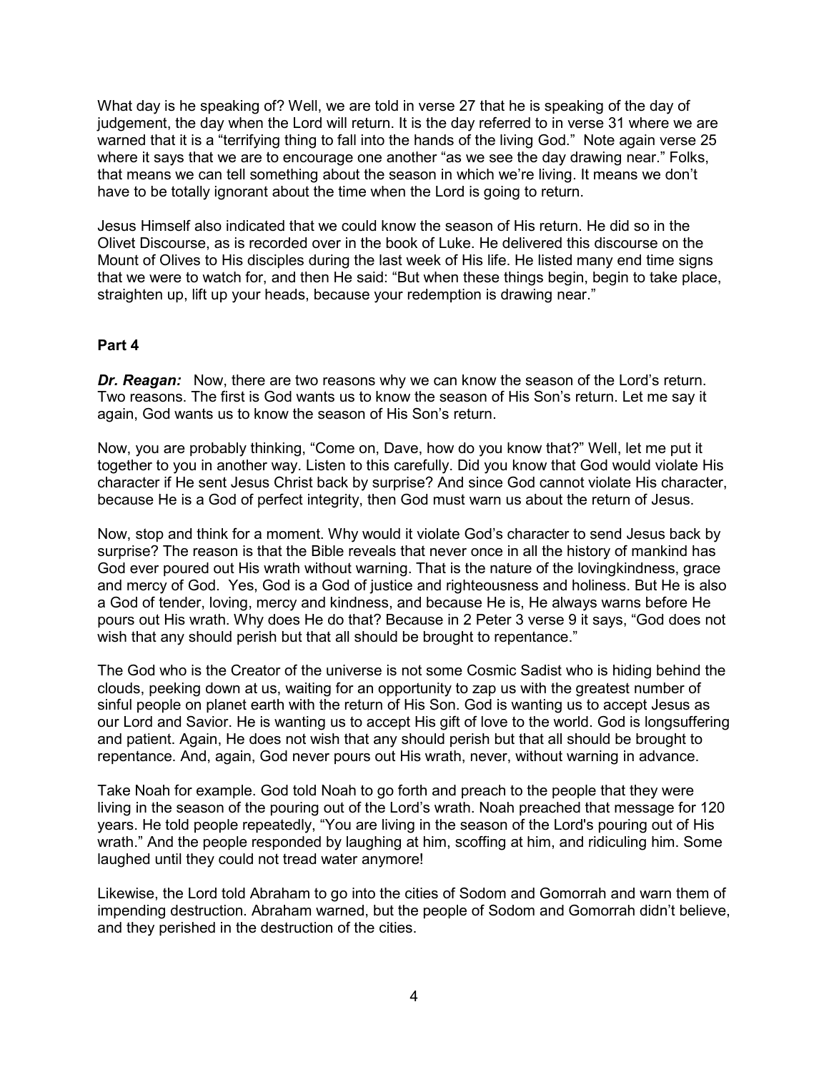What day is he speaking of? Well, we are told in verse 27 that he is speaking of the day of judgement, the day when the Lord will return. It is the day referred to in verse 31 where we are warned that it is a "terrifying thing to fall into the hands of the living God." Note again verse 25 where it says that we are to encourage one another "as we see the day drawing near." Folks, that means we can tell something about the season in which we're living. It means we don't have to be totally ignorant about the time when the Lord is going to return.

Jesus Himself also indicated that we could know the season of His return. He did so in the Olivet Discourse, as is recorded over in the book of Luke. He delivered this discourse on the Mount of Olives to His disciples during the last week of His life. He listed many end time signs that we were to watch for, and then He said: "But when these things begin, begin to take place, straighten up, lift up your heads, because your redemption is drawing near."

**Part 4**

***Dr. Reagan:*** Now, there are two reasons why we can know the season of the Lord's return. Two reasons. The first is God wants us to know the season of His Son's return. Let me say it again, God wants us to know the season of His Son's return.

Now, you are probably thinking, "Come on, Dave, how do you know that?" Well, let me put it together to you in another way. Listen to this carefully. Did you know that God would violate His character if He sent Jesus Christ back by surprise? And since God cannot violate His character, because He is a God of perfect integrity, then God must warn us about the return of Jesus.

Now, stop and think for a moment. Why would it violate God's character to send Jesus back by surprise? The reason is that the Bible reveals that never once in all the history of mankind has God ever poured out His wrath without warning. That is the nature of the lovingkindness, grace and mercy of God. Yes, God is a God of justice and righteousness and holiness. But He is also a God of tender, loving, mercy and kindness, and because He is, He always warns before He pours out His wrath. Why does He do that? Because in 2 Peter 3 verse 9 it says, "God does not wish that any should perish but that all should be brought to repentance."

The God who is the Creator of the universe is not some Cosmic Sadist who is hiding behind the clouds, peeking down at us, waiting for an opportunity to zap us with the greatest number of sinful people on planet earth with the return of His Son. God is wanting us to accept Jesus as our Lord and Savior. He is wanting us to accept His gift of love to the world. God is longsuffering and patient. Again, He does not wish that any should perish but that all should be brought to repentance. And, again, God never pours out His wrath, never, without warning in advance.

Take Noah for example. God told Noah to go forth and preach to the people that they were living in the season of the pouring out of the Lord's wrath. Noah preached that message for 120 years. He told people repeatedly, "You are living in the season of the Lord's pouring out of His wrath." And the people responded by laughing at him, scoffing at him, and ridiculing him. Some laughed until they could not tread water anymore!

Likewise, the Lord told Abraham to go into the cities of Sodom and Gomorrah and warn them of impending destruction. Abraham warned, but the people of Sodom and Gomorrah didn't believe, and they perished in the destruction of the cities.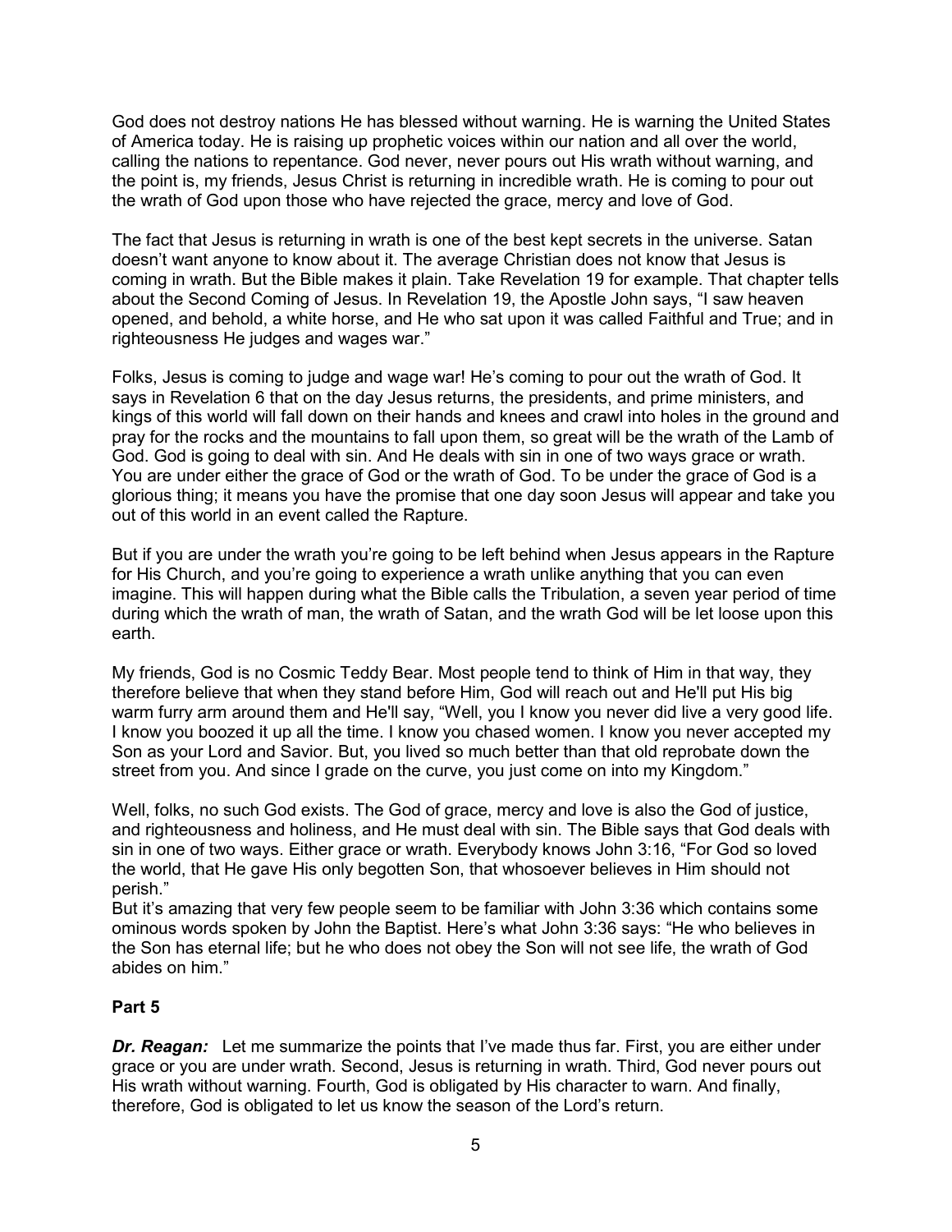God does not destroy nations He has blessed without warning. He is warning the United States of America today. He is raising up prophetic voices within our nation and all over the world, calling the nations to repentance. God never, never pours out His wrath without warning, and the point is, my friends, Jesus Christ is returning in incredible wrath. He is coming to pour out the wrath of God upon those who have rejected the grace, mercy and love of God.

The fact that Jesus is returning in wrath is one of the best kept secrets in the universe. Satan doesn't want anyone to know about it. The average Christian does not know that Jesus is coming in wrath. But the Bible makes it plain. Take Revelation 19 for example. That chapter tells about the Second Coming of Jesus. In Revelation 19, the Apostle John says, "I saw heaven opened, and behold, a white horse, and He who sat upon it was called Faithful and True; and in righteousness He judges and wages war."

Folks, Jesus is coming to judge and wage war! He's coming to pour out the wrath of God. It says in Revelation 6 that on the day Jesus returns, the presidents, and prime ministers, and kings of this world will fall down on their hands and knees and crawl into holes in the ground and pray for the rocks and the mountains to fall upon them, so great will be the wrath of the Lamb of God. God is going to deal with sin. And He deals with sin in one of two ways grace or wrath. You are under either the grace of God or the wrath of God. To be under the grace of God is a glorious thing; it means you have the promise that one day soon Jesus will appear and take you out of this world in an event called the Rapture.

But if you are under the wrath you're going to be left behind when Jesus appears in the Rapture for His Church, and you're going to experience a wrath unlike anything that you can even imagine. This will happen during what the Bible calls the Tribulation, a seven year period of time during which the wrath of man, the wrath of Satan, and the wrath God will be let loose upon this earth.

My friends, God is no Cosmic Teddy Bear. Most people tend to think of Him in that way, they therefore believe that when they stand before Him, God will reach out and He'll put His big warm furry arm around them and He'll say, "Well, you I know you never did live a very good life. I know you boozed it up all the time. I know you chased women. I know you never accepted my Son as your Lord and Savior. But, you lived so much better than that old reprobate down the street from you. And since I grade on the curve, you just come on into my Kingdom."

Well, folks, no such God exists. The God of grace, mercy and love is also the God of justice, and righteousness and holiness, and He must deal with sin. The Bible says that God deals with sin in one of two ways. Either grace or wrath. Everybody knows John 3:16, "For God so loved the world, that He gave His only begotten Son, that whosoever believes in Him should not perish."
But it's amazing that very few people seem to be familiar with John 3:36 which contains some ominous words spoken by John the Baptist. Here's what John 3:36 says: "He who believes in the Son has eternal life; but he who does not obey the Son will not see life, the wrath of God abides on him."

**Part 5**

***Dr. Reagan:*** Let me summarize the points that I've made thus far. First, you are either under grace or you are under wrath. Second, Jesus is returning in wrath. Third, God never pours out His wrath without warning. Fourth, God is obligated by His character to warn. And finally, therefore, God is obligated to let us know the season of the Lord's return.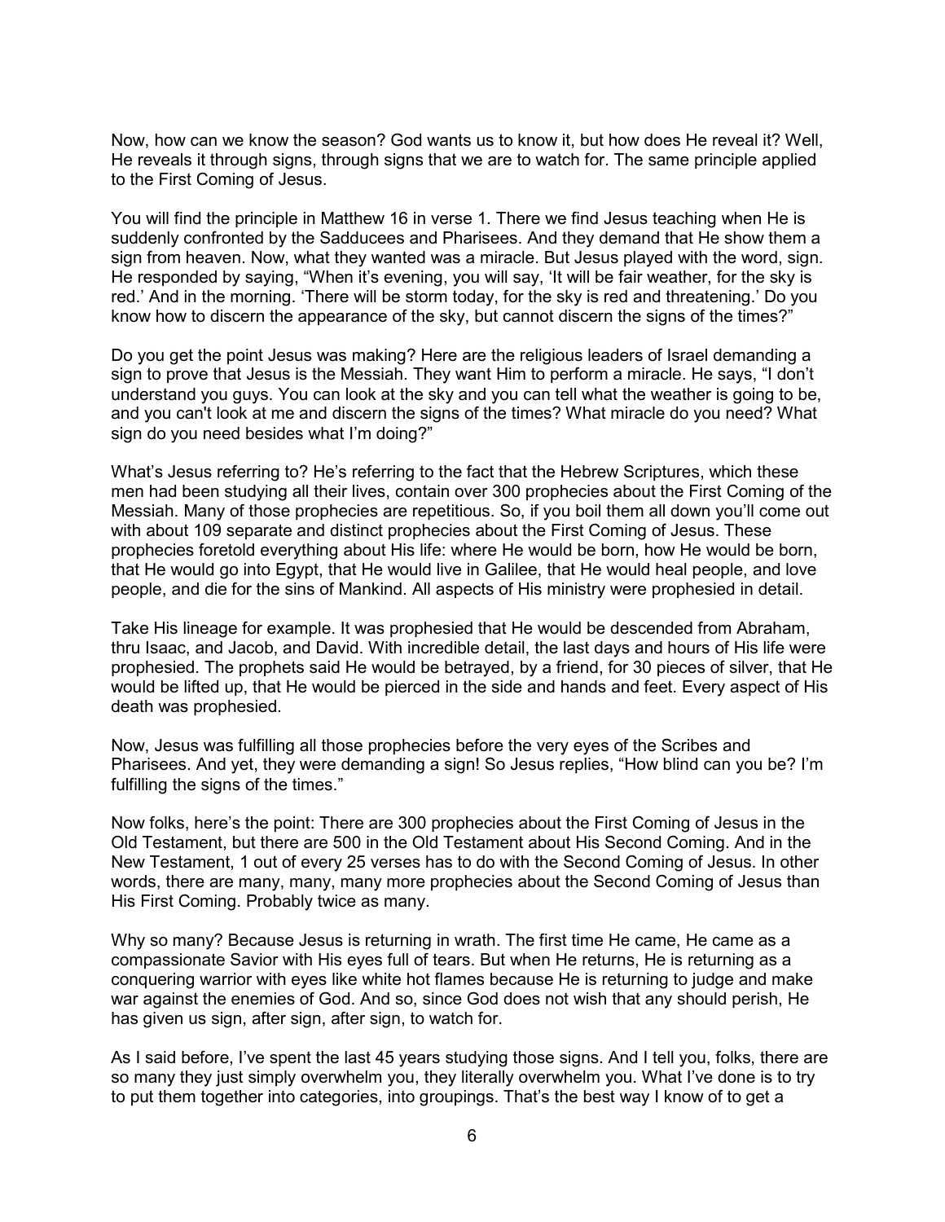Now, how can we know the season? God wants us to know it, but how does He reveal it? Well, He reveals it through signs, through signs that we are to watch for. The same principle applied to the First Coming of Jesus.

You will find the principle in Matthew 16 in verse 1. There we find Jesus teaching when He is suddenly confronted by the Sadducees and Pharisees. And they demand that He show them a sign from heaven. Now, what they wanted was a miracle. But Jesus played with the word, sign. He responded by saying, "When it's evening, you will say, 'It will be fair weather, for the sky is red.' And in the morning. 'There will be storm today, for the sky is red and threatening.' Do you know how to discern the appearance of the sky, but cannot discern the signs of the times?"

Do you get the point Jesus was making? Here are the religious leaders of Israel demanding a sign to prove that Jesus is the Messiah. They want Him to perform a miracle. He says, "I don't understand you guys. You can look at the sky and you can tell what the weather is going to be, and you can't look at me and discern the signs of the times? What miracle do you need? What sign do you need besides what I'm doing?"

What's Jesus referring to? He's referring to the fact that the Hebrew Scriptures, which these men had been studying all their lives, contain over 300 prophecies about the First Coming of the Messiah. Many of those prophecies are repetitious. So, if you boil them all down you'll come out with about 109 separate and distinct prophecies about the First Coming of Jesus. These prophecies foretold everything about His life: where He would be born, how He would be born, that He would go into Egypt, that He would live in Galilee, that He would heal people, and love people, and die for the sins of Mankind. All aspects of His ministry were prophesied in detail.

Take His lineage for example. It was prophesied that He would be descended from Abraham, thru Isaac, and Jacob, and David. With incredible detail, the last days and hours of His life were prophesied. The prophets said He would be betrayed, by a friend, for 30 pieces of silver, that He would be lifted up, that He would be pierced in the side and hands and feet. Every aspect of His death was prophesied.

Now, Jesus was fulfilling all those prophecies before the very eyes of the Scribes and Pharisees. And yet, they were demanding a sign! So Jesus replies, "How blind can you be? I'm fulfilling the signs of the times."

Now folks, here's the point: There are 300 prophecies about the First Coming of Jesus in the Old Testament, but there are 500 in the Old Testament about His Second Coming. And in the New Testament, 1 out of every 25 verses has to do with the Second Coming of Jesus. In other words, there are many, many, many more prophecies about the Second Coming of Jesus than His First Coming. Probably twice as many.

Why so many? Because Jesus is returning in wrath. The first time He came, He came as a compassionate Savior with His eyes full of tears. But when He returns, He is returning as a conquering warrior with eyes like white hot flames because He is returning to judge and make war against the enemies of God. And so, since God does not wish that any should perish, He has given us sign, after sign, after sign, to watch for.

As I said before, I've spent the last 45 years studying those signs. And I tell you, folks, there are so many they just simply overwhelm you, they literally overwhelm you. What I've done is to try to put them together into categories, into groupings. That's the best way I know of to get a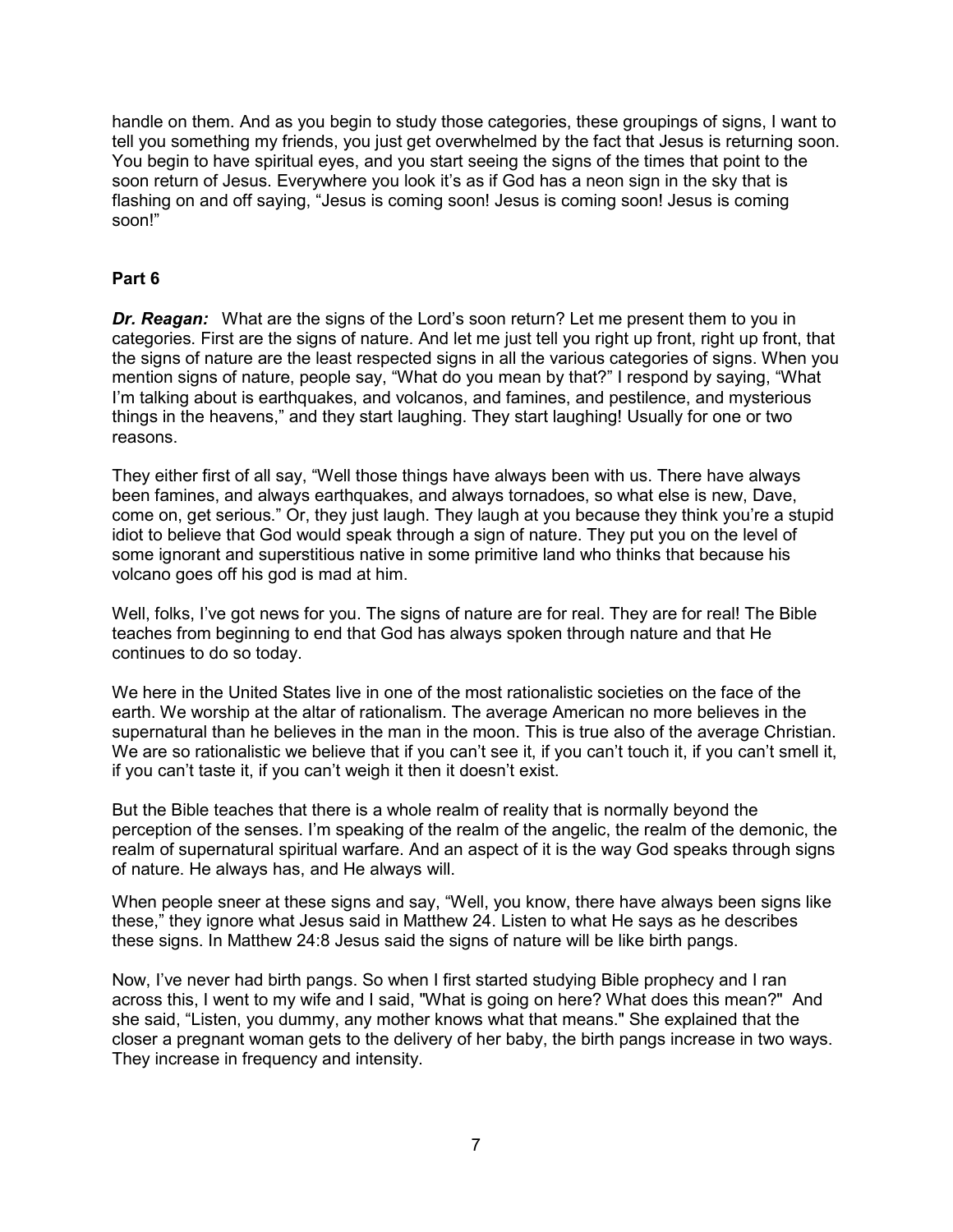handle on them. And as you begin to study those categories, these groupings of signs, I want to tell you something my friends, you just get overwhelmed by the fact that Jesus is returning soon. You begin to have spiritual eyes, and you start seeing the signs of the times that point to the soon return of Jesus. Everywhere you look it's as if God has a neon sign in the sky that is flashing on and off saying, "Jesus is coming soon! Jesus is coming soon! Jesus is coming soon!"

**Part 6**

***Dr. Reagan:*** What are the signs of the Lord's soon return? Let me present them to you in categories. First are the signs of nature. And let me just tell you right up front, right up front, that the signs of nature are the least respected signs in all the various categories of signs. When you mention signs of nature, people say, "What do you mean by that?" I respond by saying, "What I'm talking about is earthquakes, and volcanos, and famines, and pestilence, and mysterious things in the heavens," and they start laughing. They start laughing! Usually for one or two reasons.

They either first of all say, "Well those things have always been with us. There have always been famines, and always earthquakes, and always tornadoes, so what else is new, Dave, come on, get serious." Or, they just laugh. They laugh at you because they think you're a stupid idiot to believe that God would speak through a sign of nature. They put you on the level of some ignorant and superstitious native in some primitive land who thinks that because his volcano goes off his god is mad at him.

Well, folks, I've got news for you. The signs of nature are for real. They are for real! The Bible teaches from beginning to end that God has always spoken through nature and that He continues to do so today.

We here in the United States live in one of the most rationalistic societies on the face of the earth. We worship at the altar of rationalism. The average American no more believes in the supernatural than he believes in the man in the moon. This is true also of the average Christian. We are so rationalistic we believe that if you can't see it, if you can't touch it, if you can't smell it, if you can't taste it, if you can't weigh it then it doesn't exist.

But the Bible teaches that there is a whole realm of reality that is normally beyond the perception of the senses. I'm speaking of the realm of the angelic, the realm of the demonic, the realm of supernatural spiritual warfare. And an aspect of it is the way God speaks through signs of nature. He always has, and He always will.

When people sneer at these signs and say, "Well, you know, there have always been signs like these," they ignore what Jesus said in Matthew 24. Listen to what He says as he describes these signs. In Matthew 24:8 Jesus said the signs of nature will be like birth pangs.

Now, I've never had birth pangs. So when I first started studying Bible prophecy and I ran across this, I went to my wife and I said, "What is going on here? What does this mean?" And she said, "Listen, you dummy, any mother knows what that means." She explained that the closer a pregnant woman gets to the delivery of her baby, the birth pangs increase in two ways. They increase in frequency and intensity.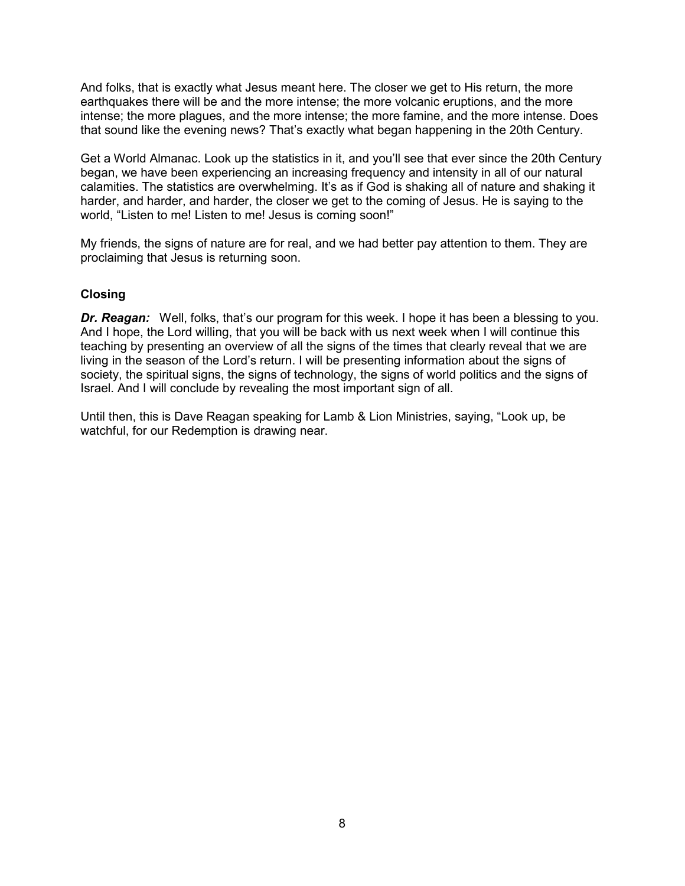And folks, that is exactly what Jesus meant here. The closer we get to His return, the more earthquakes there will be and the more intense; the more volcanic eruptions, and the more intense; the more plagues, and the more intense; the more famine, and the more intense. Does that sound like the evening news? That's exactly what began happening in the 20th Century.

Get a World Almanac. Look up the statistics in it, and you'll see that ever since the 20th Century began, we have been experiencing an increasing frequency and intensity in all of our natural calamities. The statistics are overwhelming. It's as if God is shaking all of nature and shaking it harder, and harder, and harder, the closer we get to the coming of Jesus. He is saying to the world, "Listen to me! Listen to me! Jesus is coming soon!"

My friends, the signs of nature are for real, and we had better pay attention to them. They are proclaiming that Jesus is returning soon.

**Closing**

***Dr. Reagan:*** Well, folks, that's our program for this week. I hope it has been a blessing to you. And I hope, the Lord willing, that you will be back with us next week when I will continue this teaching by presenting an overview of all the signs of the times that clearly reveal that we are living in the season of the Lord's return. I will be presenting information about the signs of society, the spiritual signs, the signs of technology, the signs of world politics and the signs of Israel. And I will conclude by revealing the most important sign of all.

Until then, this is Dave Reagan speaking for Lamb & Lion Ministries, saying, "Look up, be watchful, for our Redemption is drawing near.